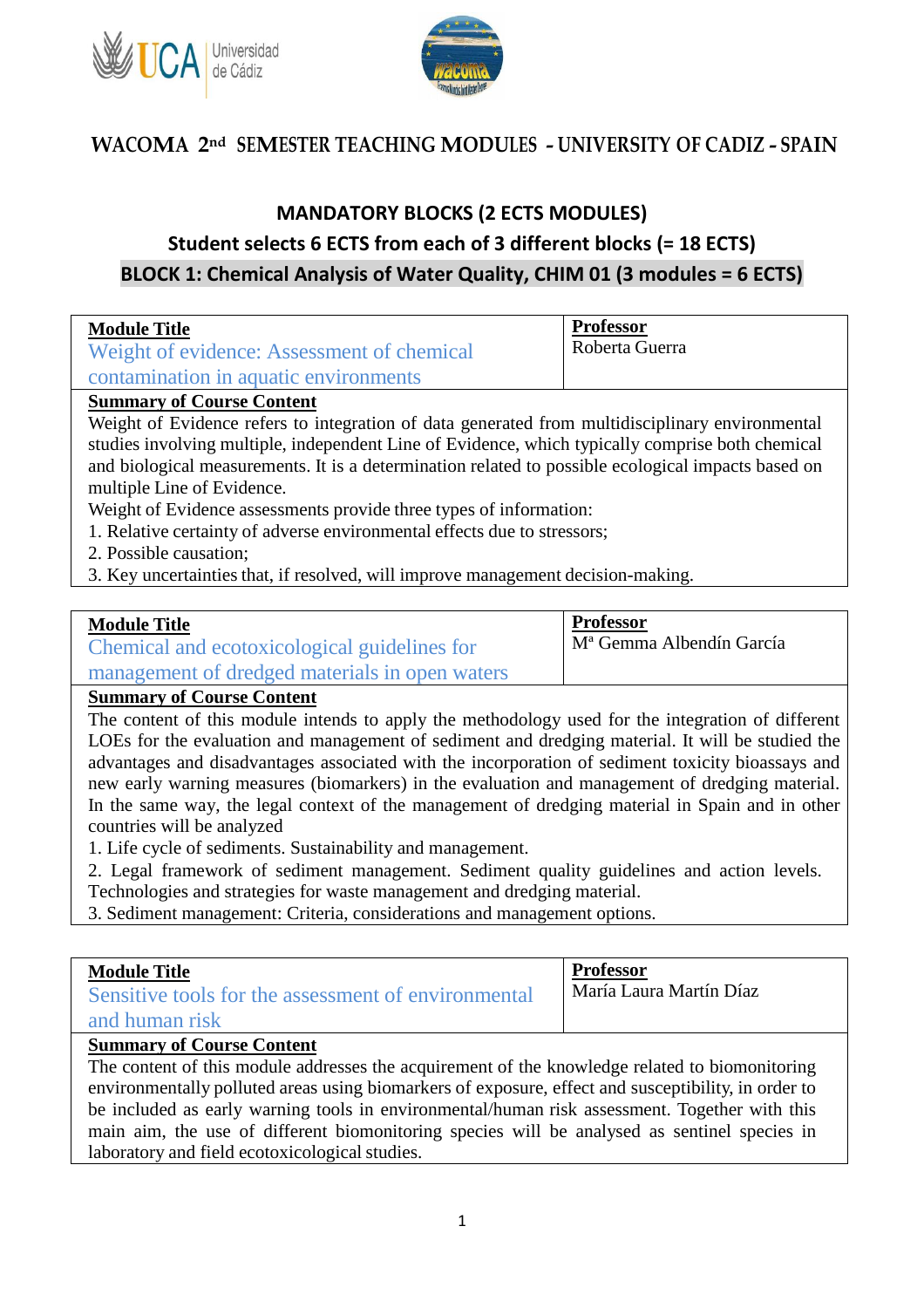# WACOMA 2nd SEMESTER TEACHING MODULES - UNIVERSITY OF CADIZ - SPAIN

## MANDATORY BLOCKS (2 ECTS MODULES)

### Student selects 6 ECTS from each of 3 different blocks (= 18 ECTS)

### BLOCK 1: Chemical Analysis of Water Quality, CHIM 01 (3 modules = 6 ECTS)

| **Module Title** | **Professor** |
| --- | --- |
| Weight of evidence: Assessment of chemical contamination in aquatic environments | Roberta Guerra |

**Summary of Course Content**

Weight of Evidence refers to integration of data generated from multidisciplinary environmental studies involving multiple, independent Line of Evidence, which typically comprise both chemical and biological measurements. It is a determination related to possible ecological impacts based on multiple Line of Evidence.

Weight of Evidence assessments provide three types of information:

1. Relative certainty of adverse environmental effects due to stressors;
2. Possible causation;
3. Key uncertainties that, if resolved, will improve management decision-making.

| **Module Title** | **Professor** |
| --- | --- |
| Chemical and ecotoxicological guidelines for management of dredged materials in open waters | Mª Gemma Albendín García |

**Summary of Course Content**

The content of this module intends to apply the methodology used for the integration of different LOEs for the evaluation and management of sediment and dredging material. It will be studied the advantages and disadvantages associated with the incorporation of sediment toxicity bioassays and new early warning measures (biomarkers) in the evaluation and management of dredging material. In the same way, the legal context of the management of dredging material in Spain and in other countries will be analyzed

1. Life cycle of sediments. Sustainability and management.
2. Legal framework of sediment management. Sediment quality guidelines and action levels. Technologies and strategies for waste management and dredging material.
3. Sediment management: Criteria, considerations and management options.

| **Module Title** | **Professor** |
| --- | --- |
| Sensitive tools for the assessment of environmental and human risk | María Laura Martín Díaz |

**Summary of Course Content**

The content of this module addresses the acquirement of the knowledge related to biomonitoring environmentally polluted areas using biomarkers of exposure, effect and susceptibility, in order to be included as early warning tools in environmental/human risk assessment. Together with this main aim, the use of different biomonitoring species will be analysed as sentinel species in laboratory and field ecotoxicological studies.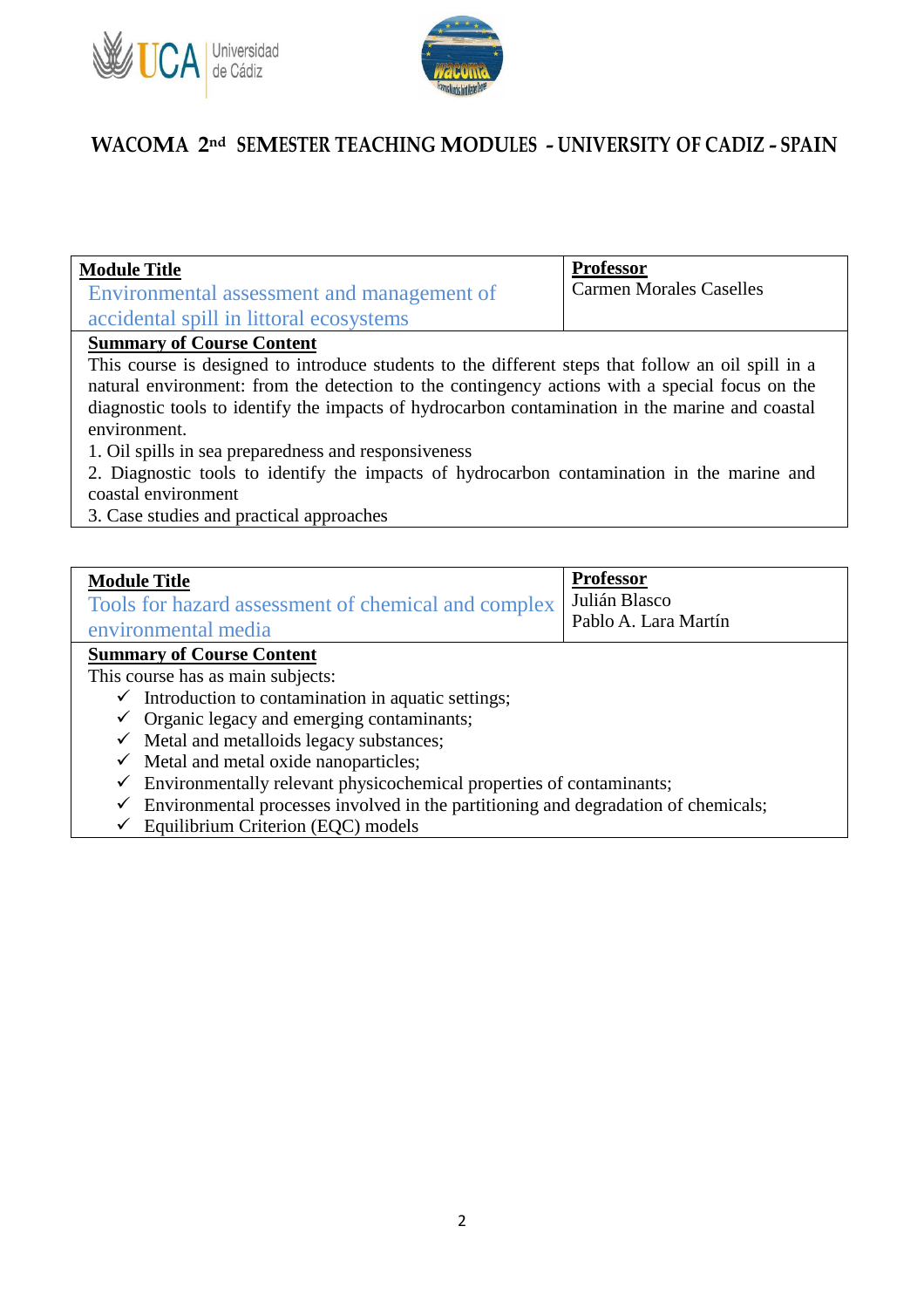# WACOMA 2nd SEMESTER TEACHING MODULES - UNIVERSITY OF CADIZ - SPAIN

| Module Title | Professor |
| --- | --- |
| Environmental assessment and management of accidental spill in littoral ecosystems | Carmen Morales Caselles |

**Summary of Course Content**

This course is designed to introduce students to the different steps that follow an oil spill in a natural environment: from the detection to the contingency actions with a special focus on the diagnostic tools to identify the impacts of hydrocarbon contamination in the marine and coastal environment.

1. Oil spills in sea preparedness and responsiveness
2. Diagnostic tools to identify the impacts of hydrocarbon contamination in the marine and coastal environment
3. Case studies and practical approaches

| Module Title | Professor |
| --- | --- |
| Tools for hazard assessment of chemical and complex environmental media | Julián Blasco<br>Pablo A. Lara Martín |

**Summary of Course Content**

This course has as main subjects:

- ✓ Introduction to contamination in aquatic settings;
- ✓ Organic legacy and emerging contaminants;
- ✓ Metal and metalloids legacy substances;
- ✓ Metal and metal oxide nanoparticles;
- ✓ Environmentally relevant physicochemical properties of contaminants;
- ✓ Environmental processes involved in the partitioning and degradation of chemicals;
- ✓ Equilibrium Criterion (EQC) models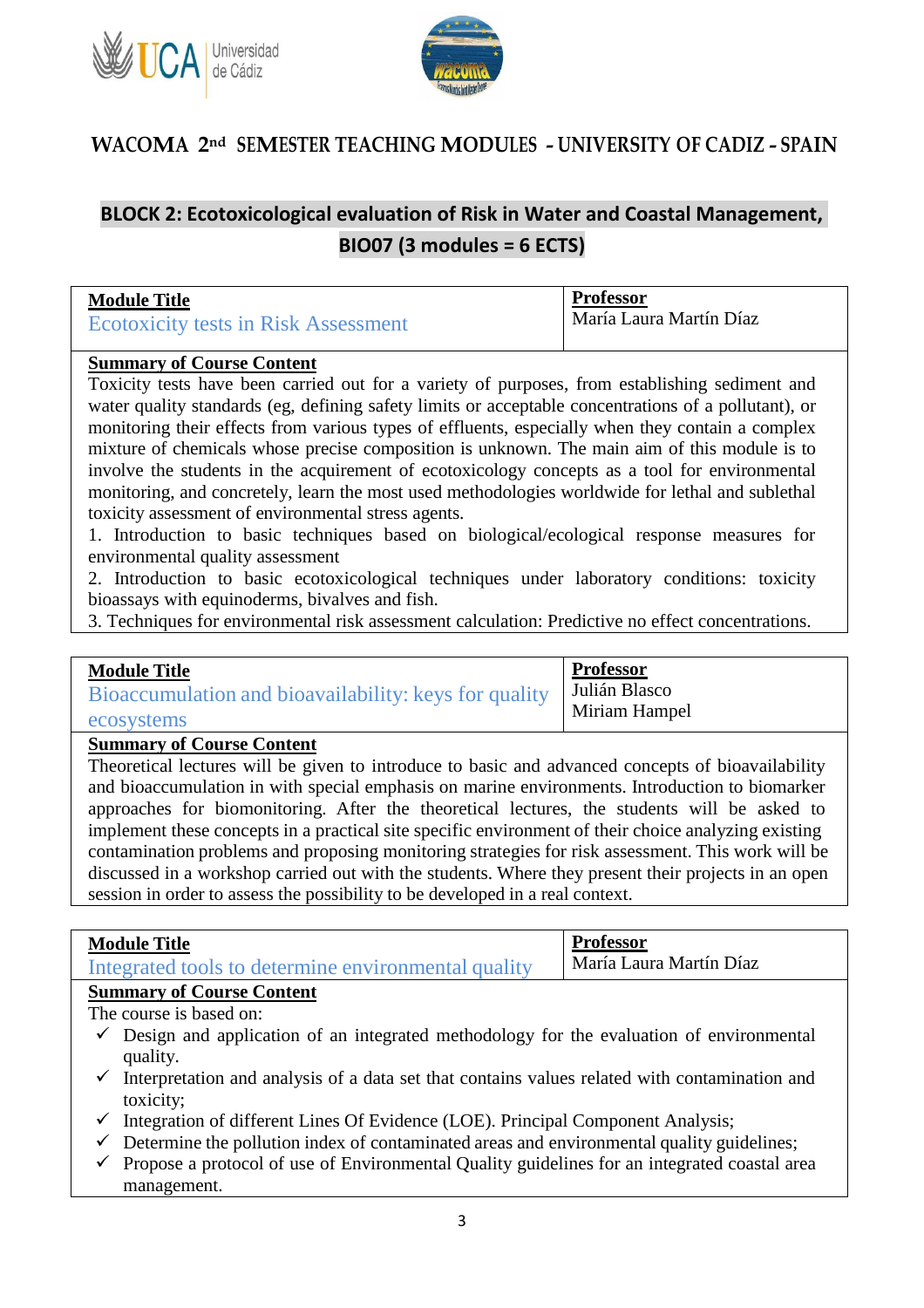## WACOMA 2nd SEMESTER TEACHING MODULES - UNIVERSITY OF CADIZ - SPAIN

### BLOCK 2: Ecotoxicological evaluation of Risk in Water and Coastal Management, BIO07 (3 modules = 6 ECTS)

| **Module Title** | **Professor** |
|---|---|
| Ecotoxicity tests in Risk Assessment | María Laura Martín Díaz |

**Summary of Course Content**

Toxicity tests have been carried out for a variety of purposes, from establishing sediment and water quality standards (eg, defining safety limits or acceptable concentrations of a pollutant), or monitoring their effects from various types of effluents, especially when they contain a complex mixture of chemicals whose precise composition is unknown. The main aim of this module is to involve the students in the acquirement of ecotoxicology concepts as a tool for environmental monitoring, and concretely, learn the most used methodologies worldwide for lethal and sublethal toxicity assessment of environmental stress agents.

1. Introduction to basic techniques based on biological/ecological response measures for environmental quality assessment
2. Introduction to basic ecotoxicological techniques under laboratory conditions: toxicity bioassays with equinoderms, bivalves and fish.
3. Techniques for environmental risk assessment calculation: Predictive no effect concentrations.

| **Module Title** | **Professor** |
|---|---|
| Bioaccumulation and bioavailability: keys for quality ecosystems | Julián Blasco<br>Miriam Hampel |

**Summary of Course Content**

Theoretical lectures will be given to introduce to basic and advanced concepts of bioavailability and bioaccumulation in with special emphasis on marine environments. Introduction to biomarker approaches for biomonitoring. After the theoretical lectures, the students will be asked to implement these concepts in a practical site specific environment of their choice analyzing existing contamination problems and proposing monitoring strategies for risk assessment. This work will be discussed in a workshop carried out with the students. Where they present their projects in an open session in order to assess the possibility to be developed in a real context.

| **Module Title** | **Professor** |
|---|---|
| Integrated tools to determine environmental quality | María Laura Martín Díaz |

**Summary of Course Content**

The course is based on:

- ✓ Design and application of an integrated methodology for the evaluation of environmental quality.
- ✓ Interpretation and analysis of a data set that contains values related with contamination and toxicity;
- ✓ Integration of different Lines Of Evidence (LOE). Principal Component Analysis;
- ✓ Determine the pollution index of contaminated areas and environmental quality guidelines;
- ✓ Propose a protocol of use of Environmental Quality guidelines for an integrated coastal area management.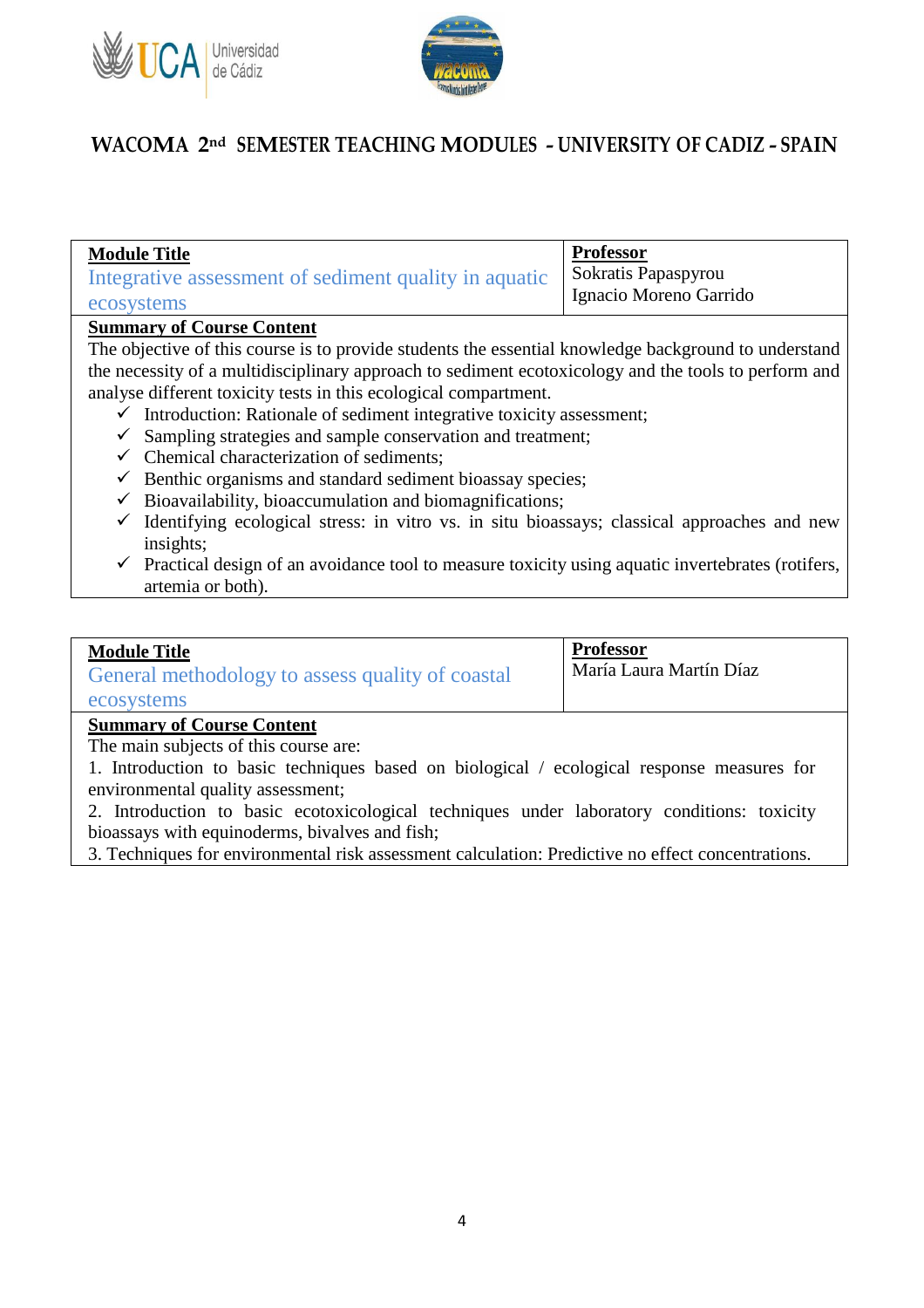# WACOMA 2nd SEMESTER TEACHING MODULES - UNIVERSITY OF CADIZ - SPAIN

| **Module Title** | **Professor** |
|---|---|
| Integrative assessment of sediment quality in aquatic ecosystems | Sokratis Papaspyrou<br>Ignacio Moreno Garrido |

**Summary of Course Content**

The objective of this course is to provide students the essential knowledge background to understand the necessity of a multidisciplinary approach to sediment ecotoxicology and the tools to perform and analyse different toxicity tests in this ecological compartment.

- ✓ Introduction: Rationale of sediment integrative toxicity assessment;
- ✓ Sampling strategies and sample conservation and treatment;
- ✓ Chemical characterization of sediments;
- ✓ Benthic organisms and standard sediment bioassay species;
- ✓ Bioavailability, bioaccumulation and biomagnifications;
- ✓ Identifying ecological stress: in vitro vs. in situ bioassays; classical approaches and new insights;
- ✓ Practical design of an avoidance tool to measure toxicity using aquatic invertebrates (rotifers, artemia or both).

| **Module Title** | **Professor** |
|---|---|
| General methodology to assess quality of coastal ecosystems | María Laura Martín Díaz |

**Summary of Course Content**

The main subjects of this course are:

1. Introduction to basic techniques based on biological / ecological response measures for environmental quality assessment;
2. Introduction to basic ecotoxicological techniques under laboratory conditions: toxicity bioassays with equinoderms, bivalves and fish;
3. Techniques for environmental risk assessment calculation: Predictive no effect concentrations.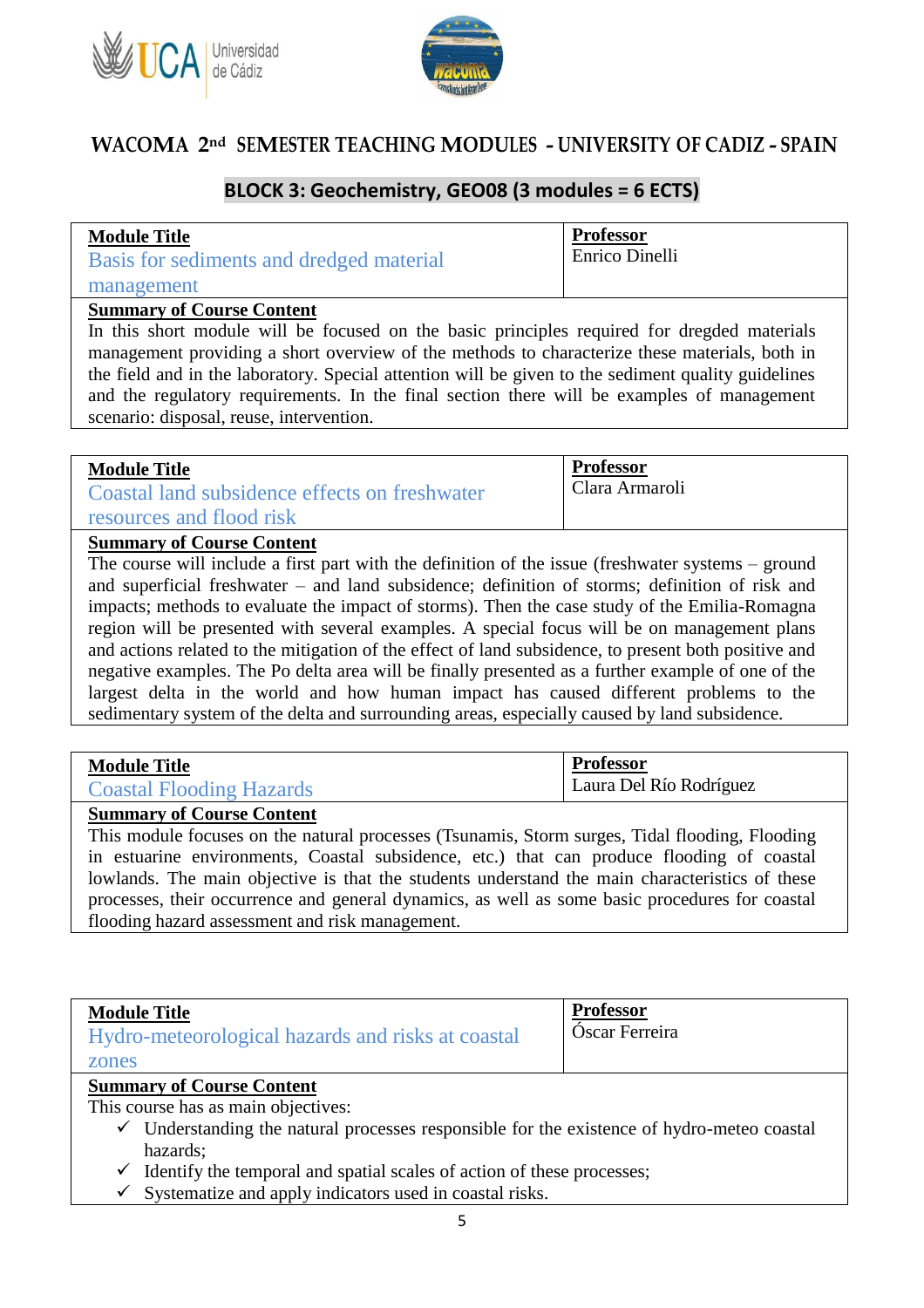# WACOMA 2nd SEMESTER TEACHING MODULES - UNIVERSITY OF CADIZ - SPAIN

## BLOCK 3: Geochemistry, GEO08 (3 modules = 6 ECTS)

| **Module Title** | **Professor** |
| --- | --- |
| Basis for sediments and dredged material management | Enrico Dinelli |

**Summary of Course Content**

In this short module will be focused on the basic principles required for dregded materials management providing a short overview of the methods to characterize these materials, both in the field and in the laboratory. Special attention will be given to the sediment quality guidelines and the regulatory requirements. In the final section there will be examples of management scenario: disposal, reuse, intervention.

| **Module Title** | **Professor** |
| --- | --- |
| Coastal land subsidence effects on freshwater resources and flood risk | Clara Armaroli |

**Summary of Course Content**

The course will include a first part with the definition of the issue (freshwater systems – ground and superficial freshwater – and land subsidence; definition of storms; definition of risk and impacts; methods to evaluate the impact of storms). Then the case study of the Emilia-Romagna region will be presented with several examples. A special focus will be on management plans and actions related to the mitigation of the effect of land subsidence, to present both positive and negative examples. The Po delta area will be finally presented as a further example of one of the largest delta in the world and how human impact has caused different problems to the sedimentary system of the delta and surrounding areas, especially caused by land subsidence.

| **Module Title** | **Professor** |
| --- | --- |
| Coastal Flooding Hazards | Laura Del Río Rodríguez |

**Summary of Course Content**

This module focuses on the natural processes (Tsunamis, Storm surges, Tidal flooding, Flooding in estuarine environments, Coastal subsidence, etc.) that can produce flooding of coastal lowlands. The main objective is that the students understand the main characteristics of these processes, their occurrence and general dynamics, as well as some basic procedures for coastal flooding hazard assessment and risk management.

| **Module Title** | **Professor** |
| --- | --- |
| Hydro-meteorological hazards and risks at coastal zones | Óscar Ferreira |

**Summary of Course Content**

This course has as main objectives:

- ✓ Understanding the natural processes responsible for the existence of hydro-meteo coastal hazards;
- ✓ Identify the temporal and spatial scales of action of these processes;
- ✓ Systematize and apply indicators used in coastal risks.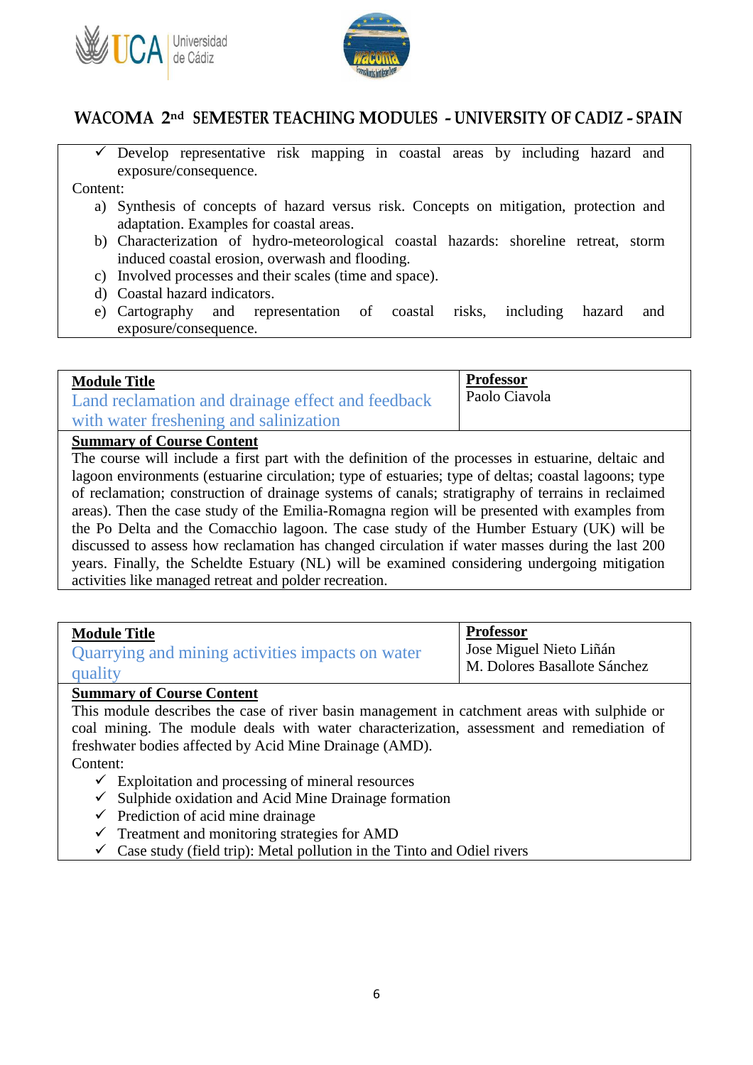- ✓ Develop representative risk mapping in coastal areas by including hazard and exposure/consequence.

Content:

a) Synthesis of concepts of hazard versus risk. Concepts on mitigation, protection and adaptation. Examples for coastal areas.
b) Characterization of hydro-meteorological coastal hazards: shoreline retreat, storm induced coastal erosion, overwash and flooding.
c) Involved processes and their scales (time and space).
d) Coastal hazard indicators.
e) Cartography and representation of coastal risks, including hazard and exposure/consequence.

| **Module Title** | **Professor** |
|---|---|
| Land reclamation and drainage effect and feedback with water freshening and salinization | Paolo Ciavola |

**Summary of Course Content**

The course will include a first part with the definition of the processes in estuarine, deltaic and lagoon environments (estuarine circulation; type of estuaries; type of deltas; coastal lagoons; type of reclamation; construction of drainage systems of canals; stratigraphy of terrains in reclaimed areas). Then the case study of the Emilia-Romagna region will be presented with examples from the Po Delta and the Comacchio lagoon. The case study of the Humber Estuary (UK) will be discussed to assess how reclamation has changed circulation if water masses during the last 200 years. Finally, the Scheldte Estuary (NL) will be examined considering undergoing mitigation activities like managed retreat and polder recreation.

| **Module Title** | **Professor** |
|---|---|
| Quarrying and mining activities impacts on water quality | Jose Miguel Nieto Liñán<br>M. Dolores Basallote Sánchez |

**Summary of Course Content**

This module describes the case of river basin management in catchment areas with sulphide or coal mining. The module deals with water characterization, assessment and remediation of freshwater bodies affected by Acid Mine Drainage (AMD).

Content:

- ✓ Exploitation and processing of mineral resources
- ✓ Sulphide oxidation and Acid Mine Drainage formation
- ✓ Prediction of acid mine drainage
- ✓ Treatment and monitoring strategies for AMD
- ✓ Case study (field trip): Metal pollution in the Tinto and Odiel rivers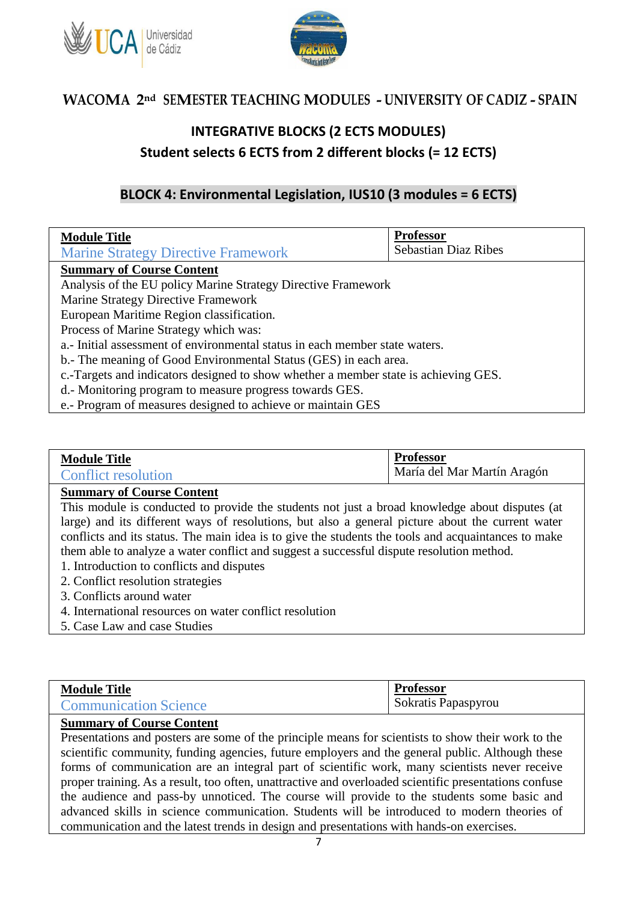# WACOMA 2nd SEMESTER TEACHING MODULES - UNIVERSITY OF CADIZ - SPAIN

## INTEGRATIVE BLOCKS (2 ECTS MODULES)

## Student selects 6 ECTS from 2 different blocks (= 12 ECTS)

### BLOCK 4: Environmental Legislation, IUS10 (3 modules = 6 ECTS)

| **Module Title** | **Professor** |
|---|---|
| Marine Strategy Directive Framework | Sebastian Diaz Ribes |

**Summary of Course Content**

Analysis of the EU policy Marine Strategy Directive Framework
Marine Strategy Directive Framework
European Maritime Region classification.
Process of Marine Strategy which was:
a.- Initial assessment of environmental status in each member state waters.
b.- The meaning of Good Environmental Status (GES) in each area.
c.-Targets and indicators designed to show whether a member state is achieving GES.
d.- Monitoring program to measure progress towards GES.
e.- Program of measures designed to achieve or maintain GES

| **Module Title** | **Professor** |
|---|---|
| Conflict resolution | María del Mar Martín Aragón |

**Summary of Course Content**

This module is conducted to provide the students not just a broad knowledge about disputes (at large) and its different ways of resolutions, but also a general picture about the current water conflicts and its status. The main idea is to give the students the tools and acquaintances to make them able to analyze a water conflict and suggest a successful dispute resolution method.

1. Introduction to conflicts and disputes
2. Conflict resolution strategies
3. Conflicts around water
4. International resources on water conflict resolution
5. Case Law and case Studies

| **Module Title** | **Professor** |
|---|---|
| Communication Science | Sokratis Papaspyrou |

**Summary of Course Content**

Presentations and posters are some of the principle means for scientists to show their work to the scientific community, funding agencies, future employers and the general public. Although these forms of communication are an integral part of scientific work, many scientists never receive proper training. As a result, too often, unattractive and overloaded scientific presentations confuse the audience and pass-by unnoticed. The course will provide to the students some basic and advanced skills in science communication. Students will be introduced to modern theories of communication and the latest trends in design and presentations with hands-on exercises.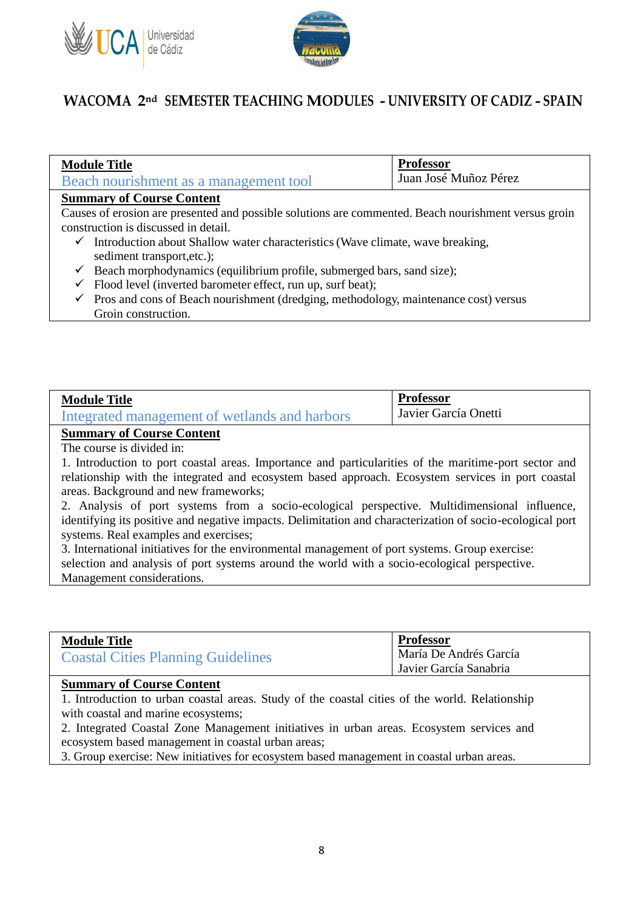# WACOMA 2nd SEMESTER TEACHING MODULES - UNIVERSITY OF CADIZ - SPAIN

| **Module Title** | **Professor** |
|---|---|
| Beach nourishment as a management tool | Juan José Muñoz Pérez |

**Summary of Course Content**

Causes of erosion are presented and possible solutions are commented. Beach nourishment versus groin construction is discussed in detail.

- ✓ Introduction about Shallow water characteristics (Wave climate, wave breaking, sediment transport,etc.);
- ✓ Beach morphodynamics (equilibrium profile, submerged bars, sand size);
- ✓ Flood level (inverted barometer effect, run up, surf beat);
- ✓ Pros and cons of Beach nourishment (dredging, methodology, maintenance cost) versus Groin construction.

| **Module Title** | **Professor** |
|---|---|
| Integrated management of wetlands and harbors | Javier García Onetti |

**Summary of Course Content**

The course is divided in:

1. Introduction to port coastal areas. Importance and particularities of the maritime-port sector and relationship with the integrated and ecosystem based approach. Ecosystem services in port coastal areas. Background and new frameworks;
2. Analysis of port systems from a socio-ecological perspective. Multidimensional influence, identifying its positive and negative impacts. Delimitation and characterization of socio-ecological port systems. Real examples and exercises;
3. International initiatives for the environmental management of port systems. Group exercise: selection and analysis of port systems around the world with a socio-ecological perspective. Management considerations.

| **Module Title** | **Professor** |
|---|---|
| Coastal Cities Planning Guidelines | María De Andrés García<br>Javier García Sanabria |

**Summary of Course Content**

1. Introduction to urban coastal areas. Study of the coastal cities of the world. Relationship with coastal and marine ecosystems;
2. Integrated Coastal Zone Management initiatives in urban areas. Ecosystem services and ecosystem based management in coastal urban areas;
3. Group exercise: New initiatives for ecosystem based management in coastal urban areas.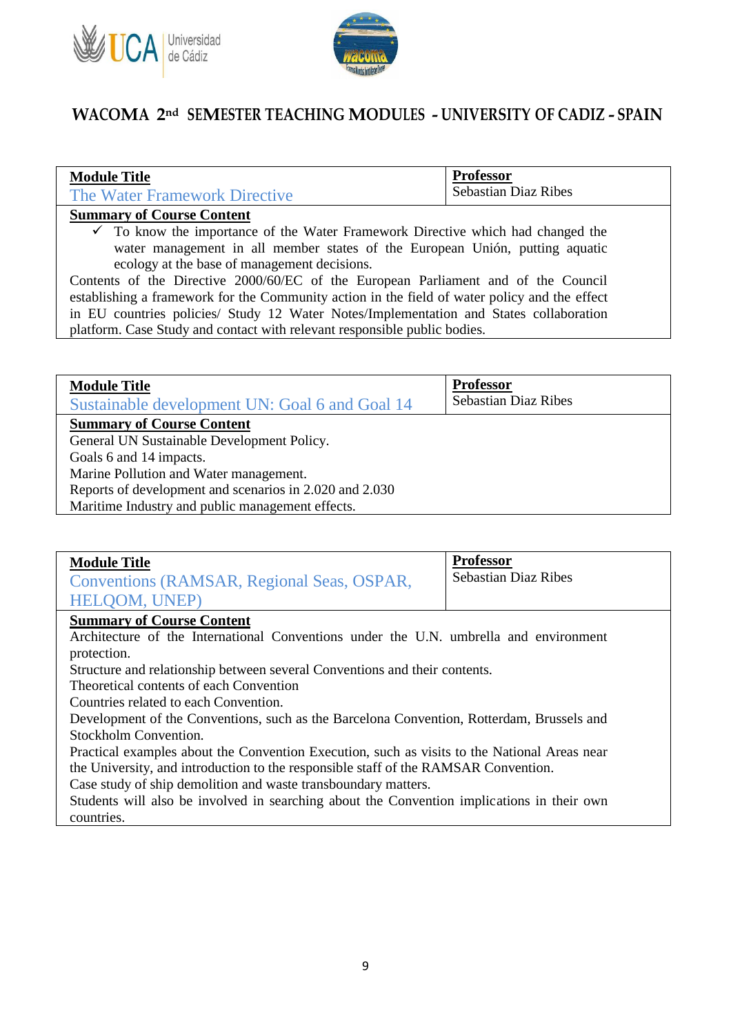# WACOMA 2nd SEMESTER TEACHING MODULES - UNIVERSITY OF CADIZ - SPAIN

| **Module Title** | **Professor** |
|---|---|
| The Water Framework Directive | Sebastian Diaz Ribes |

**Summary of Course Content**

- ✓ To know the importance of the Water Framework Directive which had changed the water management in all member states of the European Unión, putting aquatic ecology at the base of management decisions.

Contents of the Directive 2000/60/EC of the European Parliament and of the Council establishing a framework for the Community action in the field of water policy and the effect in EU countries policies/ Study 12 Water Notes/Implementation and States collaboration platform. Case Study and contact with relevant responsible public bodies.

| **Module Title** | **Professor** |
|---|---|
| Sustainable development UN: Goal 6 and Goal 14 | Sebastian Diaz Ribes |

**Summary of Course Content**

General UN Sustainable Development Policy.
Goals 6 and 14 impacts.
Marine Pollution and Water management.
Reports of development and scenarios in 2.020 and 2.030
Maritime Industry and public management effects.

| **Module Title** | **Professor** |
|---|---|
| Conventions (RAMSAR, Regional Seas, OSPAR, HELQOM, UNEP) | Sebastian Diaz Ribes |

**Summary of Course Content**

Architecture of the International Conventions under the U.N. umbrella and environment protection.
Structure and relationship between several Conventions and their contents.
Theoretical contents of each Convention
Countries related to each Convention.
Development of the Conventions, such as the Barcelona Convention, Rotterdam, Brussels and Stockholm Convention.
Practical examples about the Convention Execution, such as visits to the National Areas near the University, and introduction to the responsible staff of the RAMSAR Convention.
Case study of ship demolition and waste transboundary matters.
Students will also be involved in searching about the Convention implications in their own countries.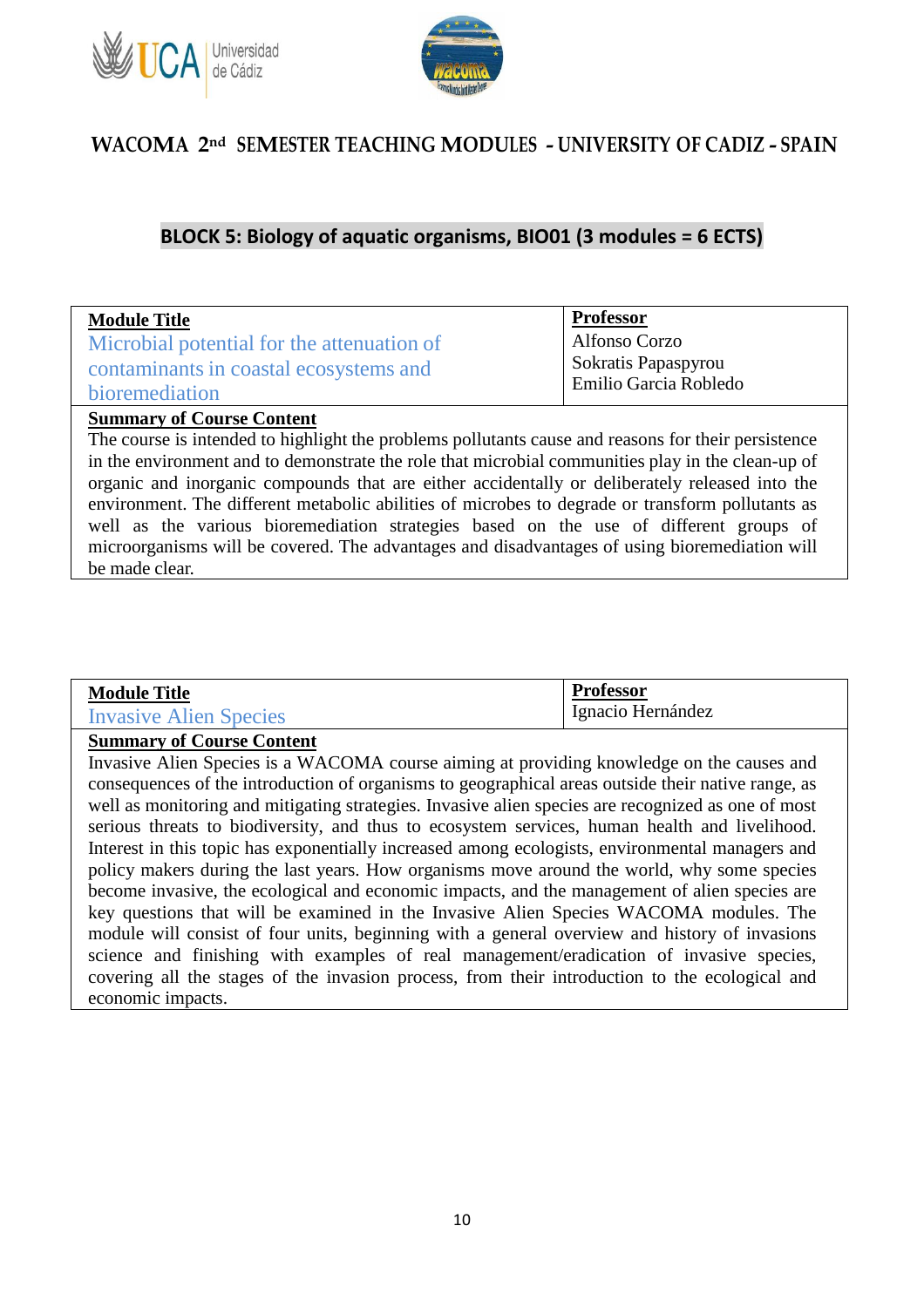## WACOMA 2nd SEMESTER TEACHING MODULES - UNIVERSITY OF CADIZ - SPAIN

### BLOCK 5: Biology of aquatic organisms, BIO01 (3 modules = 6 ECTS)

| **Module Title** | **Professor** |
|---|---|
| Microbial potential for the attenuation of contaminants in coastal ecosystems and bioremediation | Alfonso Corzo<br>Sokratis Papaspyrou<br>Emilio Garcia Robledo |

**Summary of Course Content**

The course is intended to highlight the problems pollutants cause and reasons for their persistence in the environment and to demonstrate the role that microbial communities play in the clean-up of organic and inorganic compounds that are either accidentally or deliberately released into the environment. The different metabolic abilities of microbes to degrade or transform pollutants as well as the various bioremediation strategies based on the use of different groups of microorganisms will be covered. The advantages and disadvantages of using bioremediation will be made clear.

| **Module Title** | **Professor** |
|---|---|
| Invasive Alien Species | Ignacio Hernández |

**Summary of Course Content**

Invasive Alien Species is a WACOMA course aiming at providing knowledge on the causes and consequences of the introduction of organisms to geographical areas outside their native range, as well as monitoring and mitigating strategies. Invasive alien species are recognized as one of most serious threats to biodiversity, and thus to ecosystem services, human health and livelihood. Interest in this topic has exponentially increased among ecologists, environmental managers and policy makers during the last years. How organisms move around the world, why some species become invasive, the ecological and economic impacts, and the management of alien species are key questions that will be examined in the Invasive Alien Species WACOMA modules. The module will consist of four units, beginning with a general overview and history of invasions science and finishing with examples of real management/eradication of invasive species, covering all the stages of the invasion process, from their introduction to the ecological and economic impacts.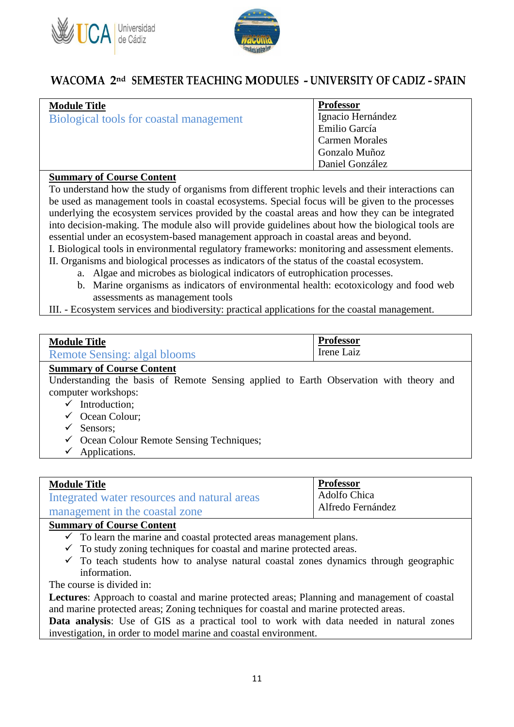# WACOMA 2nd SEMESTER TEACHING MODULES - UNIVERSITY OF CADIZ - SPAIN

| Module Title | Professor |
| --- | --- |
| Biological tools for coastal management | Ignacio Hernández<br>Emilio García<br>Carmen Morales<br>Gonzalo Muñoz<br>Daniel González |

**Summary of Course Content**

To understand how the study of organisms from different trophic levels and their interactions can be used as management tools in coastal ecosystems. Special focus will be given to the processes underlying the ecosystem services provided by the coastal areas and how they can be integrated into decision-making. The module also will provide guidelines about how the biological tools are essential under an ecosystem-based management approach in coastal areas and beyond.

I. Biological tools in environmental regulatory frameworks: monitoring and assessment elements.

II. Organisms and biological processes as indicators of the status of the coastal ecosystem.

  a. Algae and microbes as biological indicators of eutrophication processes.
  b. Marine organisms as indicators of environmental health: ecotoxicology and food web assessments as management tools

III. - Ecosystem services and biodiversity: practical applications for the coastal management.

| Module Title | Professor |
| --- | --- |
| Remote Sensing: algal blooms | Irene Laiz |

**Summary of Course Content**

Understanding the basis of Remote Sensing applied to Earth Observation with theory and computer workshops:

- ✓ Introduction;
- ✓ Ocean Colour;
- ✓ Sensors;
- ✓ Ocean Colour Remote Sensing Techniques;
- ✓ Applications.

| Module Title | Professor |
| --- | --- |
| Integrated water resources and natural areas management in the coastal zone | Adolfo Chica<br>Alfredo Fernández |

**Summary of Course Content**

- ✓ To learn the marine and coastal protected areas management plans.
- ✓ To study zoning techniques for coastal and marine protected areas.
- ✓ To teach students how to analyse natural coastal zones dynamics through geographic information.

The course is divided in:

**Lectures**: Approach to coastal and marine protected areas; Planning and management of coastal and marine protected areas; Zoning techniques for coastal and marine protected areas.

**Data analysis**: Use of GIS as a practical tool to work with data needed in natural zones investigation, in order to model marine and coastal environment.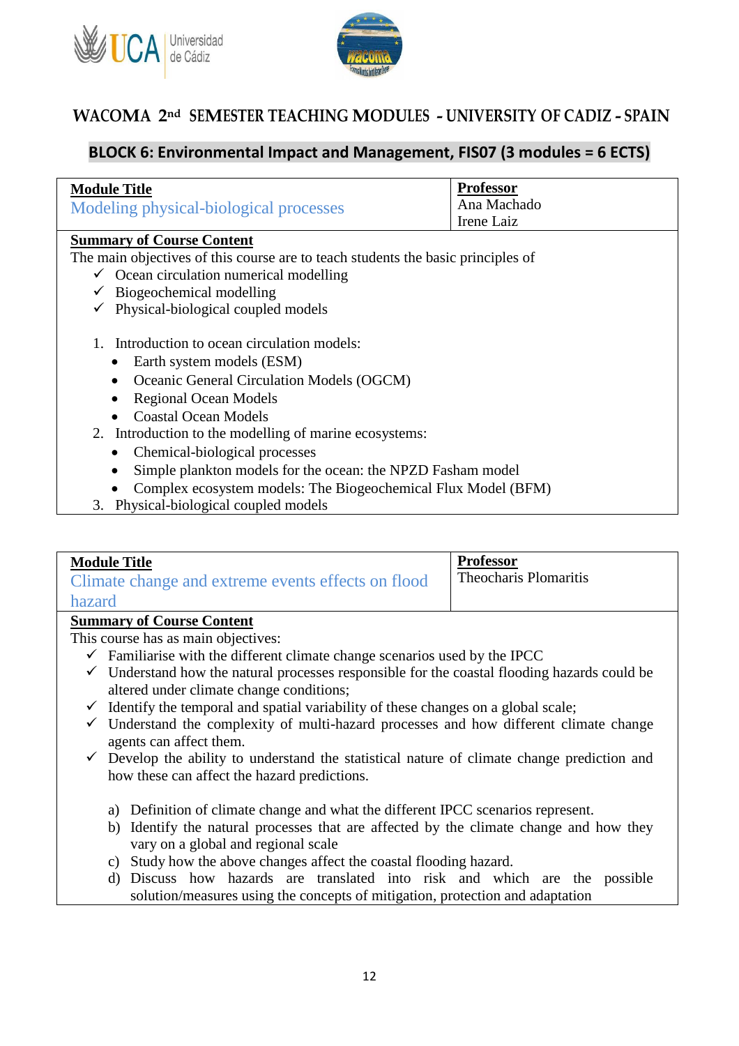# WACOMA 2nd SEMESTER TEACHING MODULES - UNIVERSITY OF CADIZ - SPAIN

## BLOCK 6: Environmental Impact and Management, FIS07 (3 modules = 6 ECTS)

| **Module Title** | **Professor** |
|---|---|
| Modeling physical-biological processes | Ana Machado<br>Irene Laiz |

**Summary of Course Content**

The main objectives of this course are to teach students the basic principles of

- ✓ Ocean circulation numerical modelling
- ✓ Biogeochemical modelling
- ✓ Physical-biological coupled models

1. Introduction to ocean circulation models:
   - Earth system models (ESM)
   - Oceanic General Circulation Models (OGCM)
   - Regional Ocean Models
   - Coastal Ocean Models
2. Introduction to the modelling of marine ecosystems:
   - Chemical-biological processes
   - Simple plankton models for the ocean: the NPZD Fasham model
   - Complex ecosystem models: The Biogeochemical Flux Model (BFM)
3. Physical-biological coupled models

| **Module Title** | **Professor** |
|---|---|
| Climate change and extreme events effects on flood hazard | Theocharis Plomaritis |

**Summary of Course Content**

This course has as main objectives:

- ✓ Familiarise with the different climate change scenarios used by the IPCC
- ✓ Understand how the natural processes responsible for the coastal flooding hazards could be altered under climate change conditions;
- ✓ Identify the temporal and spatial variability of these changes on a global scale;
- ✓ Understand the complexity of multi-hazard processes and how different climate change agents can affect them.
- ✓ Develop the ability to understand the statistical nature of climate change prediction and how these can affect the hazard predictions.

a) Definition of climate change and what the different IPCC scenarios represent.
b) Identify the natural processes that are affected by the climate change and how they vary on a global and regional scale
c) Study how the above changes affect the coastal flooding hazard.
d) Discuss how hazards are translated into risk and which are the possible solution/measures using the concepts of mitigation, protection and adaptation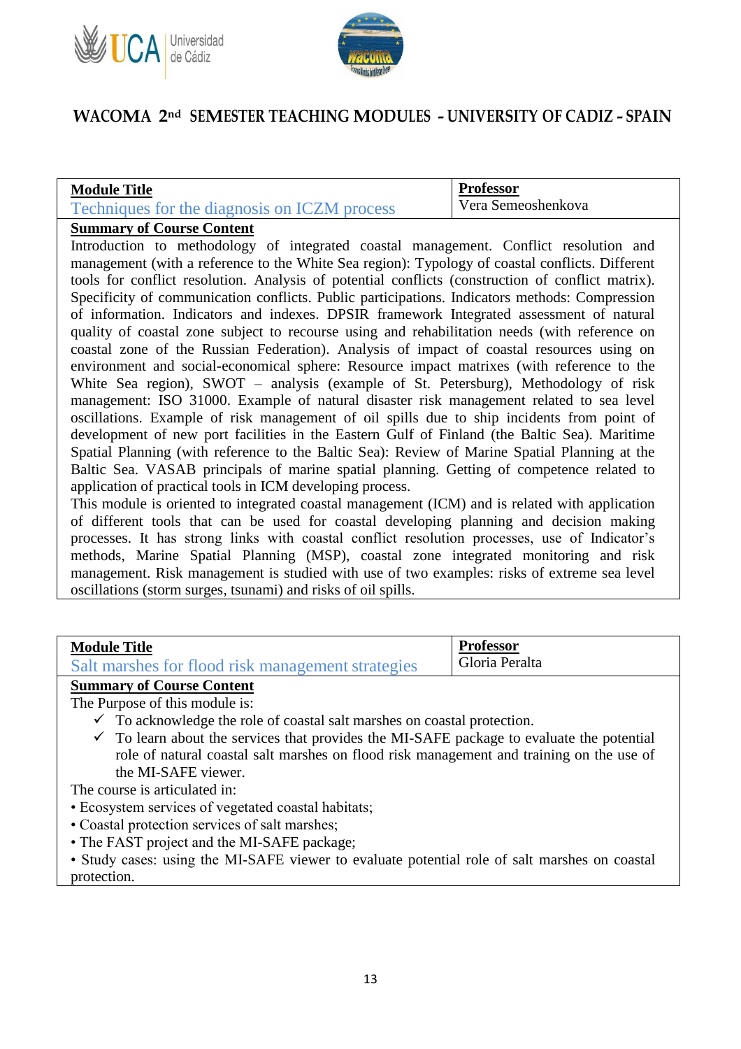# WACOMA 2nd SEMESTER TEACHING MODULES - UNIVERSITY OF CADIZ - SPAIN

| **Module Title** | **Professor** |
| --- | --- |
| Techniques for the diagnosis on ICZM process | Vera Semeoshenkova |

**Summary of Course Content**

Introduction to methodology of integrated coastal management. Conflict resolution and management (with a reference to the White Sea region): Typology of coastal conflicts. Different tools for conflict resolution. Analysis of potential conflicts (construction of conflict matrix). Specificity of communication conflicts. Public participations. Indicators methods: Compression of information. Indicators and indexes. DPSIR framework Integrated assessment of natural quality of coastal zone subject to recourse using and rehabilitation needs (with reference on coastal zone of the Russian Federation). Analysis of impact of coastal resources using on environment and social-economical sphere: Resource impact matrixes (with reference to the White Sea region), SWOT – analysis (example of St. Petersburg), Methodology of risk management: ISO 31000. Example of natural disaster risk management related to sea level oscillations. Example of risk management of oil spills due to ship incidents from point of development of new port facilities in the Eastern Gulf of Finland (the Baltic Sea). Maritime Spatial Planning (with reference to the Baltic Sea): Review of Marine Spatial Planning at the Baltic Sea. VASAB principals of marine spatial planning. Getting of competence related to application of practical tools in ICM developing process.

This module is oriented to integrated coastal management (ICM) and is related with application of different tools that can be used for coastal developing planning and decision making processes. It has strong links with coastal conflict resolution processes, use of Indicator's methods, Marine Spatial Planning (MSP), coastal zone integrated monitoring and risk management. Risk management is studied with use of two examples: risks of extreme sea level oscillations (storm surges, tsunami) and risks of oil spills.

| **Module Title** | **Professor** |
| --- | --- |
| Salt marshes for flood risk management strategies | Gloria Peralta |

**Summary of Course Content**

The Purpose of this module is:

- ✓ To acknowledge the role of coastal salt marshes on coastal protection.
- ✓ To learn about the services that provides the MI-SAFE package to evaluate the potential role of natural coastal salt marshes on flood risk management and training on the use of the MI-SAFE viewer.

The course is articulated in:

- Ecosystem services of vegetated coastal habitats;
- Coastal protection services of salt marshes;
- The FAST project and the MI-SAFE package;
- Study cases: using the MI-SAFE viewer to evaluate potential role of salt marshes on coastal protection.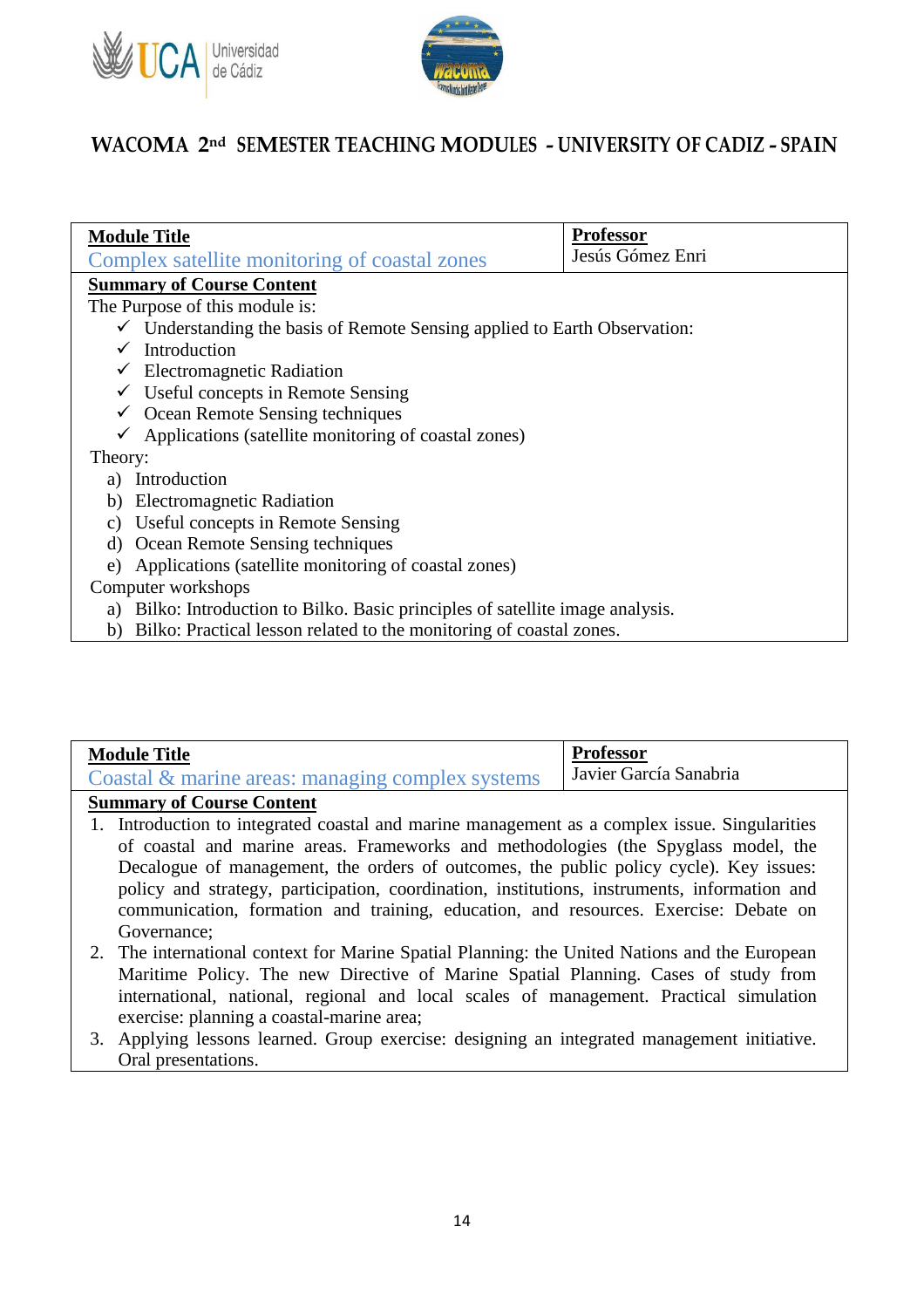# WACOMA 2nd SEMESTER TEACHING MODULES - UNIVERSITY OF CADIZ - SPAIN

| **Module Title** | **Professor** |
|---|---|
| Complex satellite monitoring of coastal zones | Jesús Gómez Enri |

**Summary of Course Content**

The Purpose of this module is:

- ✓ Understanding the basis of Remote Sensing applied to Earth Observation:
- ✓ Introduction
- ✓ Electromagnetic Radiation
- ✓ Useful concepts in Remote Sensing
- ✓ Ocean Remote Sensing techniques
- ✓ Applications (satellite monitoring of coastal zones)

Theory:

a) Introduction
b) Electromagnetic Radiation
c) Useful concepts in Remote Sensing
d) Ocean Remote Sensing techniques
e) Applications (satellite monitoring of coastal zones)

Computer workshops

a) Bilko: Introduction to Bilko. Basic principles of satellite image analysis.
b) Bilko: Practical lesson related to the monitoring of coastal zones.

| **Module Title** | **Professor** |
|---|---|
| Coastal & marine areas: managing complex systems | Javier García Sanabria |

**Summary of Course Content**

1. Introduction to integrated coastal and marine management as a complex issue. Singularities of coastal and marine areas. Frameworks and methodologies (the Spyglass model, the Decalogue of management, the orders of outcomes, the public policy cycle). Key issues: policy and strategy, participation, coordination, institutions, instruments, information and communication, formation and training, education, and resources. Exercise: Debate on Governance;
2. The international context for Marine Spatial Planning: the United Nations and the European Maritime Policy. The new Directive of Marine Spatial Planning. Cases of study from international, national, regional and local scales of management. Practical simulation exercise: planning a coastal-marine area;
3. Applying lessons learned. Group exercise: designing an integrated management initiative. Oral presentations.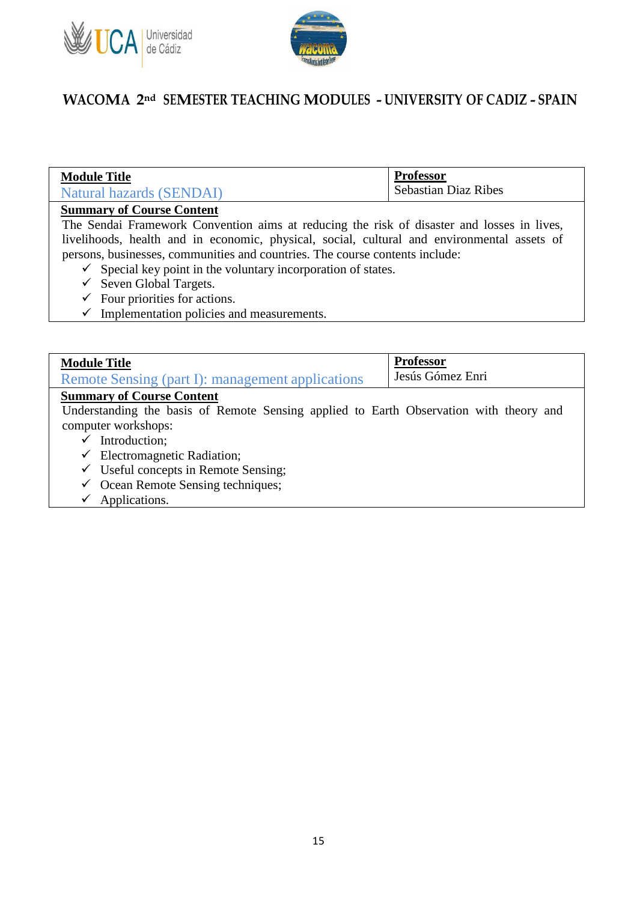# WACOMA 2nd SEMESTER TEACHING MODULES - UNIVERSITY OF CADIZ - SPAIN

| **Module Title** | **Professor** |
|---|---|
| Natural hazards (SENDAI) | Sebastian Diaz Ribes |

**Summary of Course Content**

The Sendai Framework Convention aims at reducing the risk of disaster and losses in lives, livelihoods, health and in economic, physical, social, cultural and environmental assets of persons, businesses, communities and countries. The course contents include:

- ✓ Special key point in the voluntary incorporation of states.
- ✓ Seven Global Targets.
- ✓ Four priorities for actions.
- ✓ Implementation policies and measurements.

| **Module Title** | **Professor** |
|---|---|
| Remote Sensing (part I): management applications | Jesús Gómez Enri |

**Summary of Course Content**

Understanding the basis of Remote Sensing applied to Earth Observation with theory and computer workshops:

- ✓ Introduction;
- ✓ Electromagnetic Radiation;
- ✓ Useful concepts in Remote Sensing;
- ✓ Ocean Remote Sensing techniques;
- ✓ Applications.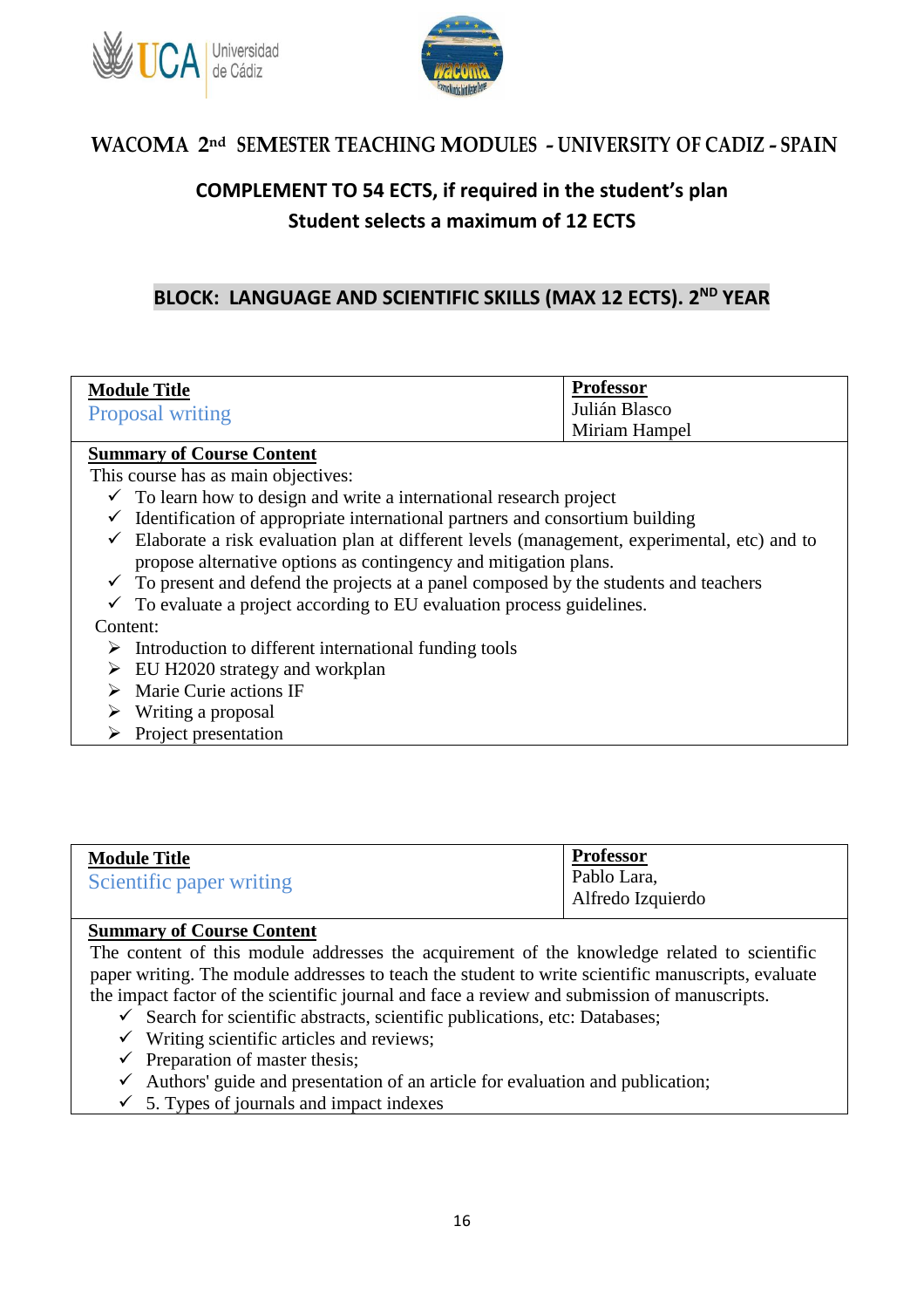## WACOMA 2nd SEMESTER TEACHING MODULES - UNIVERSITY OF CADIZ - SPAIN

### COMPLEMENT TO 54 ECTS, if required in the student's plan

### Student selects a maximum of 12 ECTS

### BLOCK: LANGUAGE AND SCIENTIFIC SKILLS (MAX 12 ECTS). 2ND YEAR

| **Module Title** | **Professor** |
|---|---|
| Proposal writing | Julián Blasco<br>Miriam Hampel |

**Summary of Course Content**

This course has as main objectives:

- ✓ To learn how to design and write a international research project
- ✓ Identification of appropriate international partners and consortium building
- ✓ Elaborate a risk evaluation plan at different levels (management, experimental, etc) and to propose alternative options as contingency and mitigation plans.
- ✓ To present and defend the projects at a panel composed by the students and teachers
- ✓ To evaluate a project according to EU evaluation process guidelines.

Content:

- ➢ Introduction to different international funding tools
- ➢ EU H2020 strategy and workplan
- ➢ Marie Curie actions IF
- ➢ Writing a proposal
- ➢ Project presentation

| **Module Title** | **Professor** |
|---|---|
| Scientific paper writing | Pablo Lara,<br>Alfredo Izquierdo |

**Summary of Course Content**

The content of this module addresses the acquirement of the knowledge related to scientific paper writing. The module addresses to teach the student to write scientific manuscripts, evaluate the impact factor of the scientific journal and face a review and submission of manuscripts.

- ✓ Search for scientific abstracts, scientific publications, etc: Databases;
- ✓ Writing scientific articles and reviews;
- ✓ Preparation of master thesis;
- ✓ Authors' guide and presentation of an article for evaluation and publication;
- ✓ 5. Types of journals and impact indexes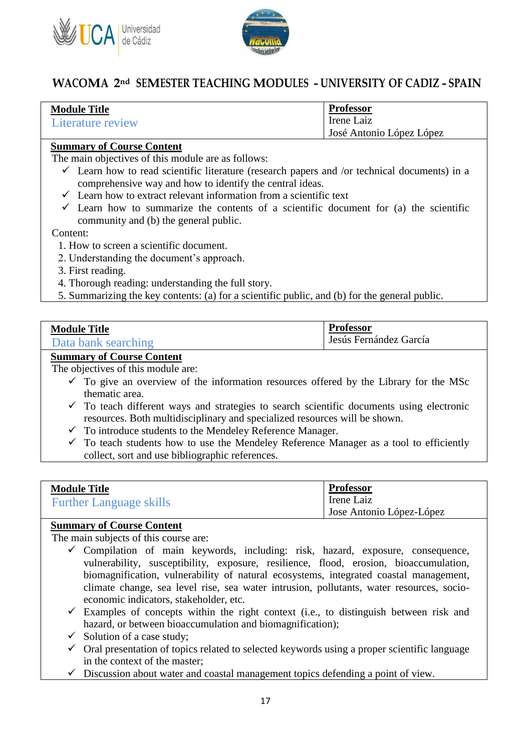# WACOMA 2nd SEMESTER TEACHING MODULES - UNIVERSITY OF CADIZ - SPAIN

| **Module Title** | **Professor** |
|---|---|
| Literature review | Irene Laiz<br>José Antonio López López |

**Summary of Course Content**

The main objectives of this module are as follows:

- ✓ Learn how to read scientific literature (research papers and /or technical documents) in a comprehensive way and how to identify the central ideas.
- ✓ Learn how to extract relevant information from a scientific text
- ✓ Learn how to summarize the contents of a scientific document for (a) the scientific community and (b) the general public.

Content:

1. How to screen a scientific document.
2. Understanding the document's approach.
3. First reading.
4. Thorough reading: understanding the full story.
5. Summarizing the key contents: (a) for a scientific public, and (b) for the general public.

| **Module Title** | **Professor** |
|---|---|
| Data bank searching | Jesús Fernández García |

**Summary of Course Content**

The objectives of this module are:

- ✓ To give an overview of the information resources offered by the Library for the MSc thematic area.
- ✓ To teach different ways and strategies to search scientific documents using electronic resources. Both multidisciplinary and specialized resources will be shown.
- ✓ To introduce students to the Mendeley Reference Manager.
- ✓ To teach students how to use the Mendeley Reference Manager as a tool to efficiently collect, sort and use bibliographic references.

| **Module Title** | **Professor** |
|---|---|
| Further Language skills | Irene Laiz<br>Jose Antonio López-López |

**Summary of Course Content**

The main subjects of this course are:

- ✓ Compilation of main keywords, including: risk, hazard, exposure, consequence, vulnerability, susceptibility, exposure, resilience, flood, erosion, bioaccumulation, biomagnification, vulnerability of natural ecosystems, integrated coastal management, climate change, sea level rise, sea water intrusion, pollutants, water resources, socio-economic indicators, stakeholder, etc.
- ✓ Examples of concepts within the right context (i.e., to distinguish between risk and hazard, or between bioaccumulation and biomagnification);
- ✓ Solution of a case study;
- ✓ Oral presentation of topics related to selected keywords using a proper scientific language in the context of the master;
- ✓ Discussion about water and coastal management topics defending a point of view.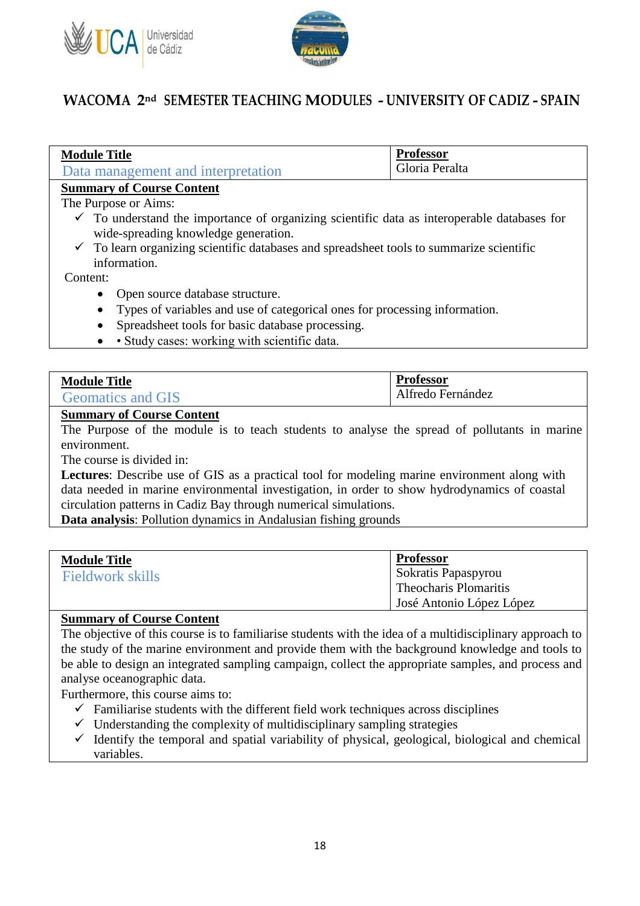# WACOMA 2nd SEMESTER TEACHING MODULES - UNIVERSITY OF CADIZ - SPAIN

| **Module Title** | **Professor** |
|---|---|
| Data management and interpretation | Gloria Peralta |

**Summary of Course Content**

The Purpose or Aims:

- ✓ To understand the importance of organizing scientific data as interoperable databases for wide-spreading knowledge generation.
- ✓ To learn organizing scientific databases and spreadsheet tools to summarize scientific information.

Content:

- Open source database structure.
- Types of variables and use of categorical ones for processing information.
- Spreadsheet tools for basic database processing.
- • Study cases: working with scientific data.

| **Module Title** | **Professor** |
|---|---|
| Geomatics and GIS | Alfredo Fernández |

**Summary of Course Content**

The Purpose of the module is to teach students to analyse the spread of pollutants in marine environment.

The course is divided in:

**Lectures**: Describe use of GIS as a practical tool for modeling marine environment along with data needed in marine environmental investigation, in order to show hydrodynamics of coastal circulation patterns in Cadiz Bay through numerical simulations.

**Data analysis**: Pollution dynamics in Andalusian fishing grounds

| **Module Title** | **Professor** |
|---|---|
| Fieldwork skills | Sokratis Papaspyrou<br>Theocharis Plomaritis<br>José Antonio López López |

**Summary of Course Content**

The objective of this course is to familiarise students with the idea of a multidisciplinary approach to the study of the marine environment and provide them with the background knowledge and tools to be able to design an integrated sampling campaign, collect the appropriate samples, and process and analyse oceanographic data.

Furthermore, this course aims to:

- ✓ Familiarise students with the different field work techniques across disciplines
- ✓ Understanding the complexity of multidisciplinary sampling strategies
- ✓ Identify the temporal and spatial variability of physical, geological, biological and chemical variables.